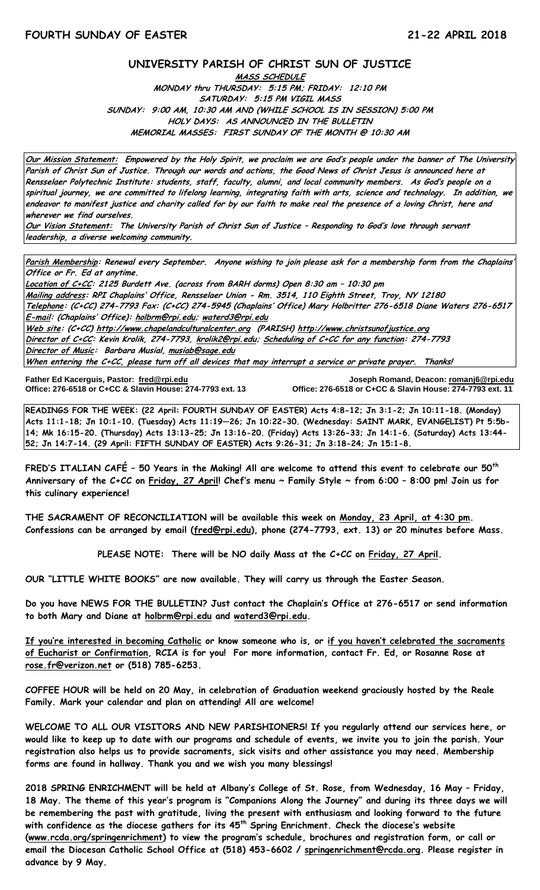**FOURTH SUNDAY OF EASTER** **21-22 APRIL 2018**

# UNIVERSITY PARISH OF CHRIST SUN OF JUSTICE

**MASS SCHEDULE**

**MONDAY thru THURSDAY: 5:15 PM; FRIDAY: 12:10 PM**
**SATURDAY: 5:15 PM VIGIL MASS**
**SUNDAY: 9:00 AM, 10:30 AM AND (WHILE SCHOOL IS IN SESSION) 5:00 PM**
**HOLY DAYS: AS ANNOUNCED IN THE BULLETIN**
**MEMORIAL MASSES: FIRST SUNDAY OF THE MONTH @ 10:30 AM**

***Our Mission Statement:*** ***Empowered by the Holy Spirit, we proclaim we are God's people under the banner of The University Parish of Christ Sun of Justice. Through our words and actions, the Good News of Christ Jesus is announced here at Rensselaer Polytechnic Institute: students, staff, faculty, alumni, and local community members. As God's people on a spiritual journey, we are committed to lifelong learning, integrating faith with arts, science and technology. In addition, we endeavor to manifest justice and charity called for by our faith to make real the presence of a loving Christ, here and wherever we find ourselves.***

***Our Vision Statement:*** ***The University Parish of Christ Sun of Justice – Responding to God's love through servant leadership, a diverse welcoming community.***

***Parish Membership:*** ***Renewal every September. Anyone wishing to join please ask for a membership form from the Chaplains' Office or Fr. Ed at anytime.***
***Location of C+CC:*** ***2125 Burdett Ave. (across from BARH dorms) Open 8:30 am – 10:30 pm***
***Mailing address:*** ***RPI Chaplains' Office, Rensselaer Union - Rm. 3514, 110 Eighth Street, Troy, NY 12180***
***Telephone:*** ***(C+CC) 274-7793 Fax: (C+CC) 274-5945 (Chaplains' Office) Mary Holbritter 276-6518 Diane Waters 276-6517***
***E-mail:*** ***(Chaplains' Office): holbrm@rpi.edu; waterd3@rpi.edu***
***Web site:*** ***(C+CC) http://www.chapelandculturalcenter.org (PARISH) http://www.christsunofjustice.org***
***Director of C+CC:*** ***Kevin Krolik, 274-7793, krolik2@rpi.edu; Scheduling of C+CC for any function: 274-7793***
***Director of Music:*** ***Barbara Musial, musiab@sage.edu***
***When entering the C+CC, please turn off all devices that may interrupt a service or private prayer. Thanks!***

**Father Ed Kacerguis, Pastor: fred@rpi.edu**
**Office: 276-6518 or C+CC & Slavin House: 274-7793 ext. 13**

**Joseph Romand, Deacon: romanj6@rpi.edu**
**Office: 276-6518 or C+CC & Slavin House: 274-7793 ext. 11**

**READINGS FOR THE WEEK: (22 April: FOURTH SUNDAY OF EASTER) Acts 4:8-12; Jn 3:1-2; Jn 10:11-18. (Monday) Acts 11:1-18; Jn 10:1-10. (Tuesday) Acts 11:19—26; Jn 10:22-30. (Wednesday: SAINT MARK, EVANGELIST) Pt 5:5b-14; Mk 16:15-20. (Thursday) Acts 13:13-25; Jn 13:16-20. (Friday) Acts 13:26-33; Jn 14:1-6. (Saturday) Acts 13:44-52; Jn 14:7-14. (29 April: FIFTH SUNDAY OF EASTER) Acts 9:26-31; Jn 3:18-24; Jn 15:1-8.**

**FRED'S ITALIAN CAFÉ – 50 Years in the Making! All are welcome to attend this event to celebrate our 50th Anniversary of the C+CC on Friday, 27 April! Chef's menu ~ Family Style ~ from 6:00 – 8:00 pm! Join us for this culinary experience!**

**THE SACRAMENT OF RECONCILIATION will be available this week on Monday, 23 April, at 4:30 pm. Confessions can be arranged by email (fred@rpi.edu), phone (274-7793, ext. 13) or 20 minutes before Mass.**

**PLEASE NOTE: There will be NO daily Mass at the C+CC on Friday, 27 April.**

**OUR "LITTLE WHITE BOOKS" are now available. They will carry us through the Easter Season.**

**Do you have NEWS FOR THE BULLETIN? Just contact the Chaplain's Office at 276-6517 or send information to both Mary and Diane at holbrm@rpi.edu and waterd3@rpi.edu.**

**If you're interested in becoming Catholic or know someone who is, or if you haven't celebrated the sacraments of Eucharist or Confirmation, RCIA is for you! For more information, contact Fr. Ed, or Rosanne Rose at rose.fr@verizon.net or (518) 785-6253.**

**COFFEE HOUR will be held on 20 May, in celebration of Graduation weekend graciously hosted by the Reale Family. Mark your calendar and plan on attending! All are welcome!**

**WELCOME TO ALL OUR VISITORS AND NEW PARISHIONERS! If you regularly attend our services here, or would like to keep up to date with our programs and schedule of events, we invite you to join the parish. Your registration also helps us to provide sacraments, sick visits and other assistance you may need. Membership forms are found in hallway. Thank you and we wish you many blessings!**

**2018 SPRING ENRICHMENT will be held at Albany's College of St. Rose, from Wednesday, 16 May – Friday, 18 May. The theme of this year's program is "Companions Along the Journey" and during its three days we will be remembering the past with gratitude, living the present with enthusiasm and looking forward to the future with confidence as the diocese gathers for its 45th Spring Enrichment. Check the diocese's website (www.rcda.org/springenrichment) to view the program's schedule, brochures and registration form, or call or email the Diocesan Catholic School Office at (518) 453-6602 / springenrichment@rcda.org. Please register in advance by 9 May.**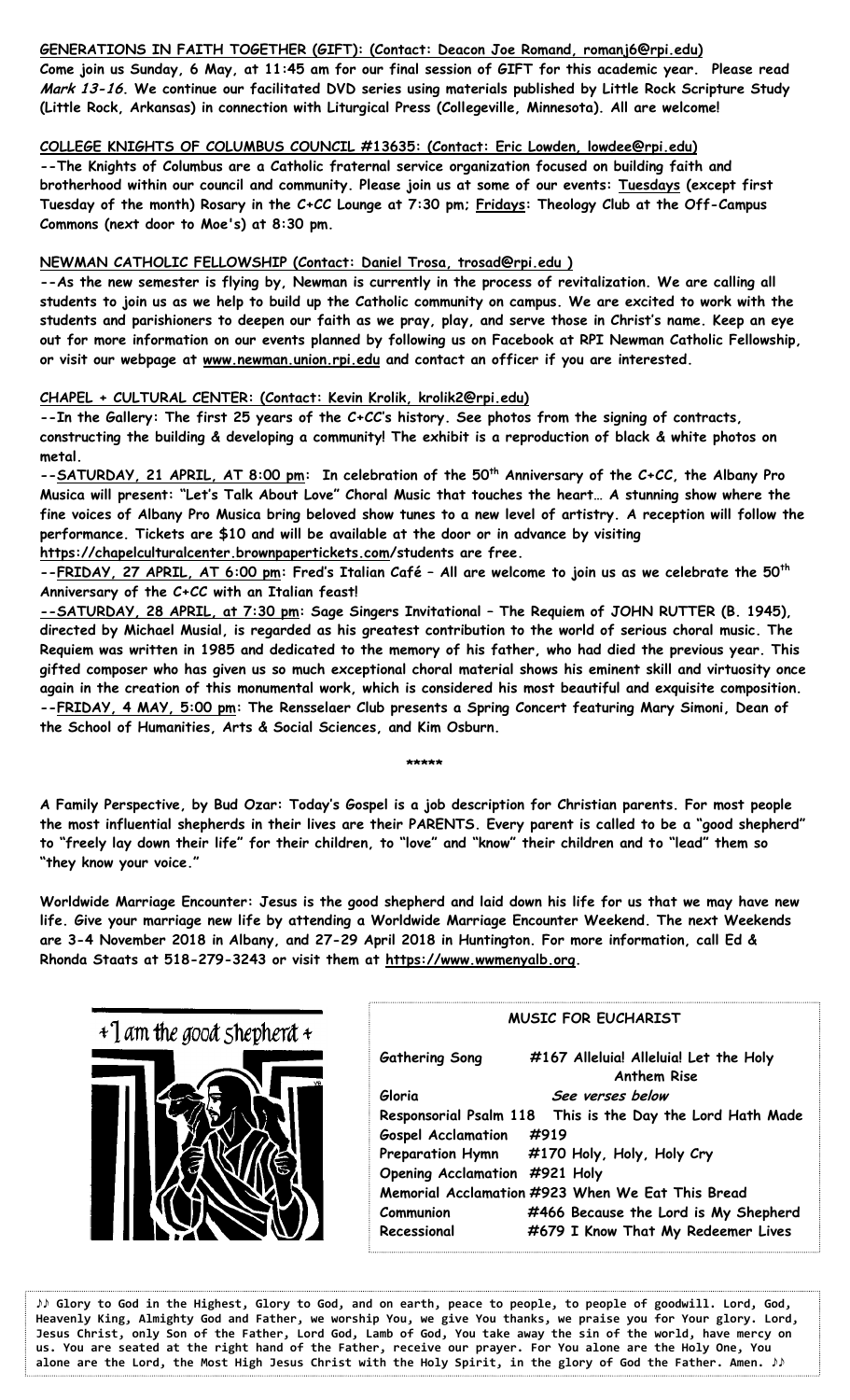**GENERATIONS IN FAITH TOGETHER (GIFT): (Contact: Deacon Joe Romand, romanj6@rpi.edu)**
**Come join us Sunday, 6 May, at 11:45 am for our final session of GIFT for this academic year. Please read *Mark 13-16*. We continue our facilitated DVD series using materials published by Little Rock Scripture Study (Little Rock, Arkansas) in connection with Liturgical Press (Collegeville, Minnesota). All are welcome!**

**COLLEGE KNIGHTS OF COLUMBUS COUNCIL #13635: (Contact: Eric Lowden, lowdee@rpi.edu)**
**--The Knights of Columbus are a Catholic fraternal service organization focused on building faith and brotherhood within our council and community. Please join us at some of our events: Tuesdays (except first Tuesday of the month) Rosary in the C+CC Lounge at 7:30 pm; Fridays: Theology Club at the Off-Campus Commons (next door to Moe's) at 8:30 pm.**

**NEWMAN CATHOLIC FELLOWSHIP (Contact: Daniel Trosa, trosad@rpi.edu )**
**--As the new semester is flying by, Newman is currently in the process of revitalization. We are calling all students to join us as we help to build up the Catholic community on campus. We are excited to work with the students and parishioners to deepen our faith as we pray, play, and serve those in Christ's name. Keep an eye out for more information on our events planned by following us on Facebook at RPI Newman Catholic Fellowship, or visit our webpage at www.newman.union.rpi.edu and contact an officer if you are interested.**

**CHAPEL + CULTURAL CENTER: (Contact: Kevin Krolik, krolik2@rpi.edu)**
**--In the Gallery: The first 25 years of the C+CC's history. See photos from the signing of contracts, constructing the building & developing a community! The exhibit is a reproduction of black & white photos on metal.**
**--SATURDAY, 21 APRIL, AT 8:00 pm: In celebration of the 50th Anniversary of the C+CC, the Albany Pro Musica will present: "Let's Talk About Love" Choral Music that touches the heart… A stunning show where the fine voices of Albany Pro Musica bring beloved show tunes to a new level of artistry. A reception will follow the performance. Tickets are $10 and will be available at the door or in advance by visiting https://chapelculturalcenter.brownpapertickets.com/students are free.**
**--FRIDAY, 27 APRIL, AT 6:00 pm: Fred's Italian Café – All are welcome to join us as we celebrate the 50th Anniversary of the C+CC with an Italian feast!**
**--SATURDAY, 28 APRIL, at 7:30 pm: Sage Singers Invitational – The Requiem of JOHN RUTTER (B. 1945), directed by Michael Musial, is regarded as his greatest contribution to the world of serious choral music. The Requiem was written in 1985 and dedicated to the memory of his father, who had died the previous year. This gifted composer who has given us so much exceptional choral material shows his eminent skill and virtuosity once again in the creation of this monumental work, which is considered his most beautiful and exquisite composition.**
**--FRIDAY, 4 MAY, 5:00 pm: The Rensselaer Club presents a Spring Concert featuring Mary Simoni, Dean of the School of Humanities, Arts & Social Sciences, and Kim Osburn.**

*****

**A Family Perspective, by Bud Ozar: Today's Gospel is a job description for Christian parents. For most people the most influential shepherds in their lives are their PARENTS. Every parent is called to be a "good shepherd" to "freely lay down their life" for their children, to "love" and "know" their children and to "lead" them so "they know your voice."**

**Worldwide Marriage Encounter: Jesus is the good shepherd and laid down his life for us that we may have new life. Give your marriage new life by attending a Worldwide Marriage Encounter Weekend. The next Weekends are 3-4 November 2018 in Albany, and 27-29 April 2018 in Huntington. For more information, call Ed & Rhonda Staats at 518-279-3243 or visit them at https://www.wwmenyalb.org.**

+ I am the good shepherd +

**MUSIC FOR EUCHARIST**

| | |
|---|---|
| Gathering Song | #167 Alleluia! Alleluia! Let the Holy Anthem Rise |
| Gloria | *See verses below* |
| Responsorial Psalm 118 | This is the Day the Lord Hath Made |
| Gospel Acclamation | #919 |
| Preparation Hymn | #170 Holy, Holy, Holy Cry |
| Opening Acclamation | #921 Holy |
| Memorial Acclamation | #923 When We Eat This Bread |
| Communion | #466 Because the Lord is My Shepherd |
| Recessional | #679 I Know That My Redeemer Lives |

**♪♪ Glory to God in the Highest, Glory to God, and on earth, peace to people, to people of goodwill. Lord, God, Heavenly King, Almighty God and Father, we worship You, we give You thanks, we praise you for Your glory. Lord, Jesus Christ, only Son of the Father, Lord God, Lamb of God, You take away the sin of the world, have mercy on us. You are seated at the right hand of the Father, receive our prayer. For You alone are the Holy One, You alone are the Lord, the Most High Jesus Christ with the Holy Spirit, in the glory of God the Father. Amen. ♪♪**